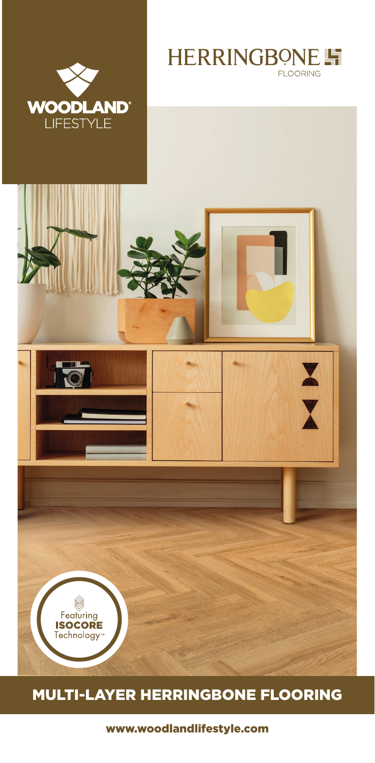WOODLAND® LIFESTYLE

HERRINGBONE FLOORING

Featuring ISOCORE Technology™

# MULTI-LAYER HERRINGBONE FLOORING

www.woodlandlifestyle.com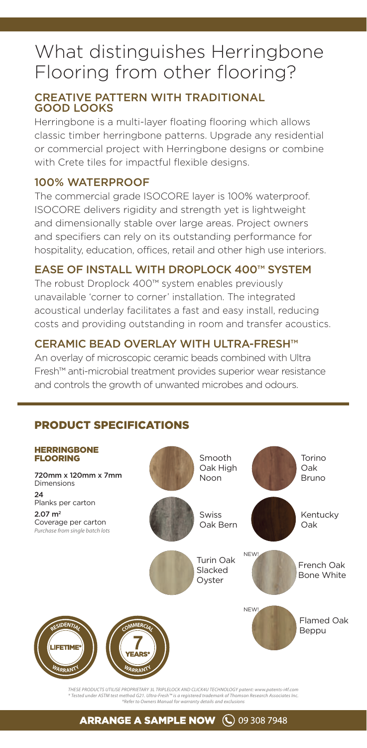# What distinguishes Herringbone Flooring from other flooring?

## CREATIVE PATTERN WITH TRADITIONAL GOOD LOOKS

Herringbone is a multi-layer floating flooring which allows classic timber herringbone patterns. Upgrade any residential or commercial project with Herringbone designs or combine with Crete tiles for impactful flexible designs.

## 100% WATERPROOF

The commercial grade ISOCORE layer is 100% waterproof. ISOCORE delivers rigidity and strength yet is lightweight and dimensionally stable over large areas. Project owners and specifiers can rely on its outstanding performance for hospitality, education, offices, retail and other high use interiors.

## EASE OF INSTALL WITH DROPLOCK 400™ SYSTEM

The robust Droplock 400™ system enables previously unavailable 'corner to corner' installation. The integrated acoustical underlay facilitates a fast and easy install, reducing costs and providing outstanding in room and transfer acoustics.

## CERAMIC BEAD OVERLAY WITH ULTRA-FRESH™

An overlay of microscopic ceramic beads combined with Ultra Fresh™ anti-microbial treatment provides superior wear resistance and controls the growth of unwanted microbes and odours.

## PRODUCT SPECIFICATIONS

### HERRINGBONE FLOORING

**720mm x 120mm x 7mm**
Dimensions

**24**
Planks per carton

**2.07 m²**
Coverage per carton

*Purchase from single batch lots*

Smooth Oak High Noon

Torino Oak Bruno

Swiss Oak Bern

Kentucky Oak

Turin Oak Slacked Oyster

NEW! French Oak Bone White

NEW! Flamed Oak Beppu

RESIDENTIAL LIFETIME* WARRANTY

COMMERCIAL 7 YEARS* WARRANTY

*THESE PRODUCTS UTILISE PROPRIETARY 3L TRIPLELOCK AND CLICK4U TECHNOLOGY patent: www.patents-i4f.com*
*\* Tested under ASTM test method G21. Ultra-Fresh™ is a registered trademark of Thomson Research Associates Inc.*
*\*Refer to Owners Manual for warranty details and exclusions*

**ARRANGE A SAMPLE NOW** 09 308 7948